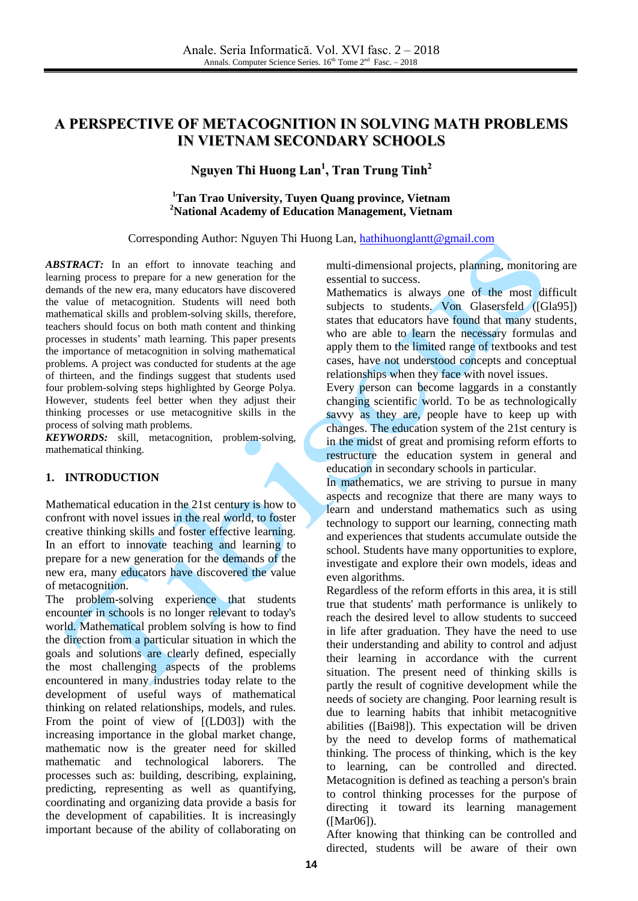# A PERSPECTIVE OF METACOGNITION IN SOLVING MATH PROBLEMS IN VIETNAM SECONDARY SCHOOLS

**Nguyen Thi Huong Lan[1], Tran Trung Tinh[2]**

**[1]Tan Trao University, Tuyen Quang province, Vietnam**
**[2]National Academy of Education Management, Vietnam**

Corresponding Author: Nguyen Thi Huong Lan, hathihuonglantt@gmail.com

***ABSTRACT:*** In an effort to innovate teaching and learning process to prepare for a new generation for the demands of the new era, many educators have discovered the value of metacognition. Students will need both mathematical skills and problem-solving skills, therefore, teachers should focus on both math content and thinking processes in students' math learning. This paper presents the importance of metacognition in solving mathematical problems. A project was conducted for students at the age of thirteen, and the findings suggest that students used four problem-solving steps highlighted by George Polya. However, students feel better when they adjust their thinking processes or use metacognitive skills in the process of solving math problems.

***KEYWORDS:*** skill, metacognition, problem-solving, mathematical thinking.

## 1. INTRODUCTION

Mathematical education in the 21st century is how to confront with novel issues in the real world, to foster creative thinking skills and foster effective learning. In an effort to innovate teaching and learning to prepare for a new generation for the demands of the new era, many educators have discovered the value of metacognition.

The problem-solving experience that students encounter in schools is no longer relevant to today's world. Mathematical problem solving is how to find the direction from a particular situation in which the goals and solutions are clearly defined, especially the most challenging aspects of the problems encountered in many industries today relate to the development of useful ways of mathematical thinking on related relationships, models, and rules. From the point of view of [(LD03]) with the increasing importance in the global market change, mathematic now is the greater need for skilled mathematic and technological laborers. The processes such as: building, describing, explaining, predicting, representing as well as quantifying, coordinating and organizing data provide a basis for the development of capabilities. It is increasingly important because of the ability of collaborating on multi-dimensional projects, planning, monitoring are essential to success.

Mathematics is always one of the most difficult subjects to students. Von Glasersfeld ([Gla95]) states that educators have found that many students, who are able to learn the necessary formulas and apply them to the limited range of textbooks and test cases, have not understood concepts and conceptual relationships when they face with novel issues.

Every person can become laggards in a constantly changing scientific world. To be as technologically savvy as they are, people have to keep up with changes. The education system of the 21st century is in the midst of great and promising reform efforts to restructure the education system in general and education in secondary schools in particular.

In mathematics, we are striving to pursue in many aspects and recognize that there are many ways to learn and understand mathematics such as using technology to support our learning, connecting math and experiences that students accumulate outside the school. Students have many opportunities to explore, investigate and explore their own models, ideas and even algorithms.

Regardless of the reform efforts in this area, it is still true that students' math performance is unlikely to reach the desired level to allow students to succeed in life after graduation. They have the need to use their understanding and ability to control and adjust their learning in accordance with the current situation. The present need of thinking skills is partly the result of cognitive development while the needs of society are changing. Poor learning result is due to learning habits that inhibit metacognitive abilities ([Bai98]). This expectation will be driven by the need to develop forms of mathematical thinking. The process of thinking, which is the key to learning, can be controlled and directed. Metacognition is defined as teaching a person's brain to control thinking processes for the purpose of directing it toward its learning management ([Mar06]).

After knowing that thinking can be controlled and directed, students will be aware of their own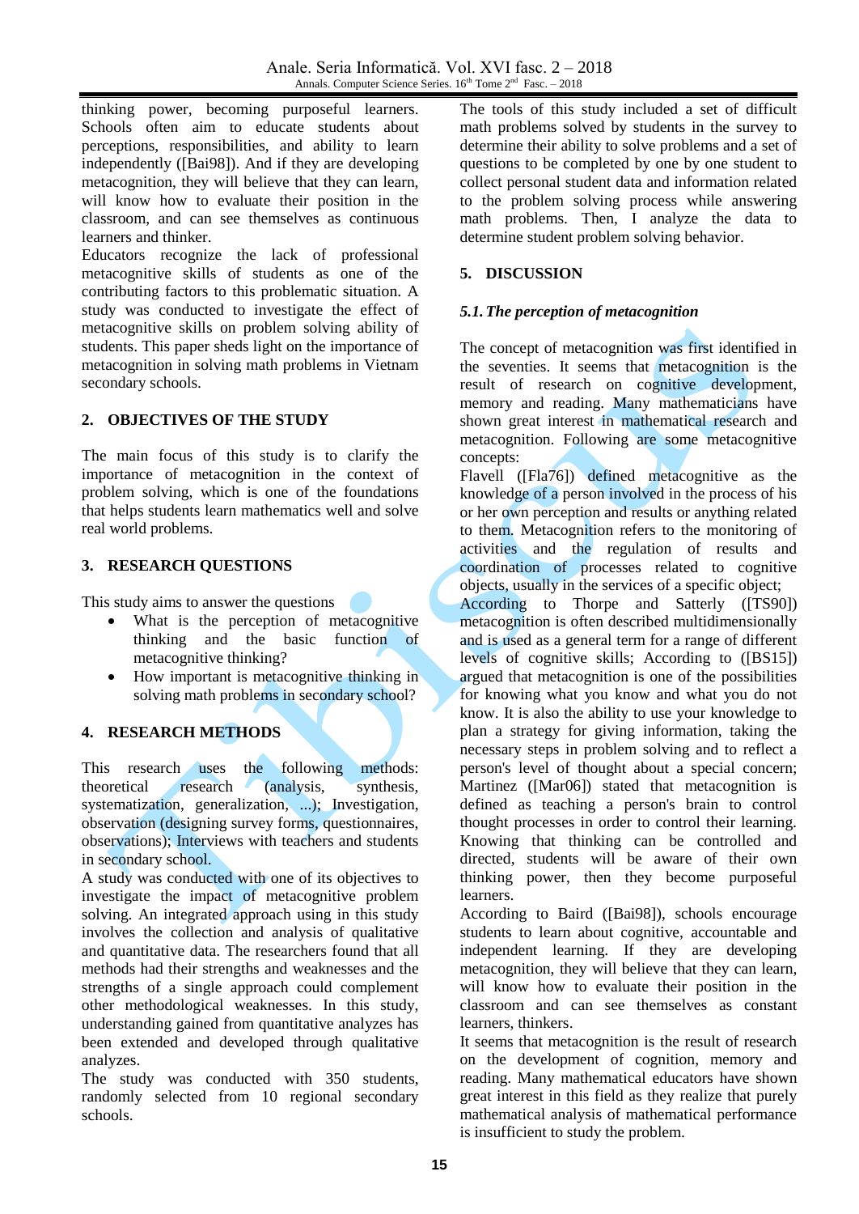thinking power, becoming purposeful learners. Schools often aim to educate students about perceptions, responsibilities, and ability to learn independently ([Bai98]). And if they are developing metacognition, they will believe that they can learn, will know how to evaluate their position in the classroom, and can see themselves as continuous learners and thinker.

Educators recognize the lack of professional metacognitive skills of students as one of the contributing factors to this problematic situation. A study was conducted to investigate the effect of metacognitive skills on problem solving ability of students. This paper sheds light on the importance of metacognition in solving math problems in Vietnam secondary schools.

## 2. OBJECTIVES OF THE STUDY

The main focus of this study is to clarify the importance of metacognition in the context of problem solving, which is one of the foundations that helps students learn mathematics well and solve real world problems.

## 3. RESEARCH QUESTIONS

This study aims to answer the questions

- What is the perception of metacognitive thinking and the basic function of metacognitive thinking?
- How important is metacognitive thinking in solving math problems in secondary school?

## 4. RESEARCH METHODS

This research uses the following methods: theoretical research (analysis, synthesis, systematization, generalization, ...); Investigation, observation (designing survey forms, questionnaires, observations); Interviews with teachers and students in secondary school.

A study was conducted with one of its objectives to investigate the impact of metacognitive problem solving. An integrated approach using in this study involves the collection and analysis of qualitative and quantitative data. The researchers found that all methods had their strengths and weaknesses and the strengths of a single approach could complement other methodological weaknesses. In this study, understanding gained from quantitative analyzes has been extended and developed through qualitative analyzes.

The study was conducted with 350 students, randomly selected from 10 regional secondary schools.

The tools of this study included a set of difficult math problems solved by students in the survey to determine their ability to solve problems and a set of questions to be completed by one by one student to collect personal student data and information related to the problem solving process while answering math problems. Then, I analyze the data to determine student problem solving behavior.

## 5. DISCUSSION

### *5.1. The perception of metacognition*

The concept of metacognition was first identified in the seventies. It seems that metacognition is the result of research on cognitive development, memory and reading. Many mathematicians have shown great interest in mathematical research and metacognition. Following are some metacognitive concepts:

Flavell ([Fla76]) defined metacognitive as the knowledge of a person involved in the process of his or her own perception and results or anything related to them. Metacognition refers to the monitoring of activities and the regulation of results and coordination of processes related to cognitive objects, usually in the services of a specific object;

According to Thorpe and Satterly ([TS90]) metacognition is often described multidimensionally and is used as a general term for a range of different levels of cognitive skills; According to ([BS15]) argued that metacognition is one of the possibilities for knowing what you know and what you do not know. It is also the ability to use your knowledge to plan a strategy for giving information, taking the necessary steps in problem solving and to reflect a person's level of thought about a special concern; Martinez ([Mar06]) stated that metacognition is defined as teaching a person's brain to control thought processes in order to control their learning. Knowing that thinking can be controlled and directed, students will be aware of their own thinking power, then they become purposeful learners.

According to Baird ([Bai98]), schools encourage students to learn about cognitive, accountable and independent learning. If they are developing metacognition, they will believe that they can learn, will know how to evaluate their position in the classroom and can see themselves as constant learners, thinkers.

It seems that metacognition is the result of research on the development of cognition, memory and reading. Many mathematical educators have shown great interest in this field as they realize that purely mathematical analysis of mathematical performance is insufficient to study the problem.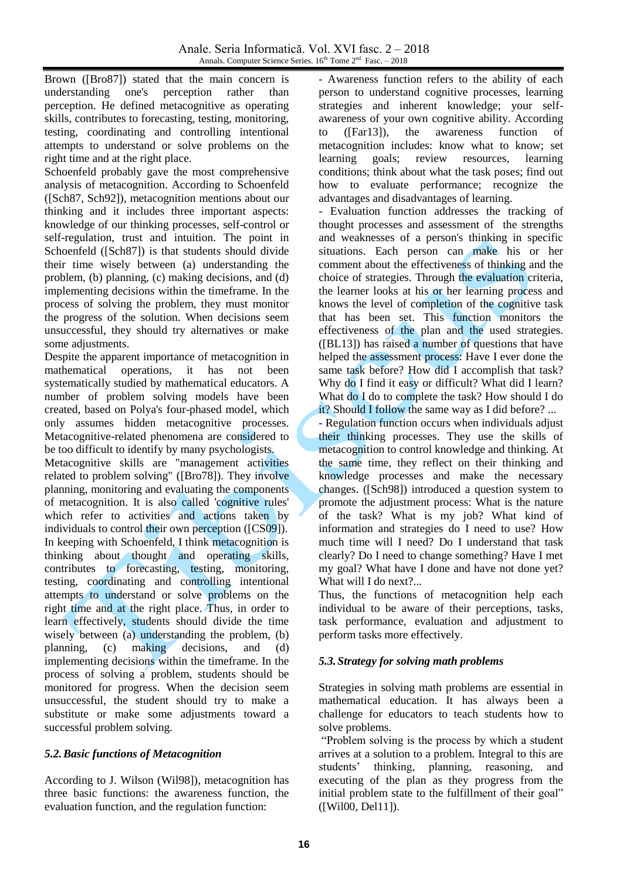Brown ([Bro87]) stated that the main concern is understanding one's perception rather than perception. He defined metacognitive as operating skills, contributes to forecasting, testing, monitoring, testing, coordinating and controlling intentional attempts to understand or solve problems on the right time and at the right place.

Schoenfeld probably gave the most comprehensive analysis of metacognition. According to Schoenfeld ([Sch87, Sch92]), metacognition mentions about our thinking and it includes three important aspects: knowledge of our thinking processes, self-control or self-regulation, trust and intuition. The point in Schoenfeld ([Sch87]) is that students should divide their time wisely between (a) understanding the problem, (b) planning, (c) making decisions, and (d) implementing decisions within the timeframe. In the process of solving the problem, they must monitor the progress of the solution. When decisions seem unsuccessful, they should try alternatives or make some adjustments.

Despite the apparent importance of metacognition in mathematical operations, it has not been systematically studied by mathematical educators. A number of problem solving models have been created, based on Polya's four-phased model, which only assumes hidden metacognitive processes. Metacognitive-related phenomena are considered to be too difficult to identify by many psychologists.

Metacognitive skills are "management activities related to problem solving" ([Bro78]). They involve planning, monitoring and evaluating the components of metacognition. It is also called 'cognitive rules' which refer to activities and actions taken by individuals to control their own perception ([CS09]). In keeping with Schoenfeld, I think metacognition is thinking about thought and operating skills, contributes to forecasting, testing, monitoring, testing, coordinating and controlling intentional attempts to understand or solve problems on the right time and at the right place. Thus, in order to learn effectively, students should divide the time wisely between (a) understanding the problem, (b) planning, (c) making decisions, and (d) implementing decisions within the timeframe. In the process of solving a problem, students should be monitored for progress. When the decision seem unsuccessful, the student should try to make a substitute or make some adjustments toward a successful problem solving.

### *5.2. Basic functions of Metacognition*

According to J. Wilson (Wil98]), metacognition has three basic functions: the awareness function, the evaluation function, and the regulation function:

- Awareness function refers to the ability of each person to understand cognitive processes, learning strategies and inherent knowledge; your self-awareness of your own cognitive ability. According to ([Far13]), the awareness function of metacognition includes: know what to know; set learning goals; review resources, learning conditions; think about what the task poses; find out how to evaluate performance; recognize the advantages and disadvantages of learning.

- Evaluation function addresses the tracking of thought processes and assessment of the strengths and weaknesses of a person's thinking in specific situations. Each person can make his or her comment about the effectiveness of thinking and the choice of strategies. Through the evaluation criteria, the learner looks at his or her learning process and knows the level of completion of the cognitive task that has been set. This function monitors the effectiveness of the plan and the used strategies. ([BL13]) has raised a number of questions that have helped the assessment process: Have I ever done the same task before? How did I accomplish that task? Why do I find it easy or difficult? What did I learn? What do I do to complete the task? How should I do it? Should I follow the same way as I did before? ...

- Regulation function occurs when individuals adjust their thinking processes. They use the skills of metacognition to control knowledge and thinking. At the same time, they reflect on their thinking and knowledge processes and make the necessary changes. ([Sch98]) introduced a question system to promote the adjustment process: What is the nature of the task? What is my job? What kind of information and strategies do I need to use? How much time will I need? Do I understand that task clearly? Do I need to change something? Have I met my goal? What have I done and have not done yet? What will I do next?...

Thus, the functions of metacognition help each individual to be aware of their perceptions, tasks, task performance, evaluation and adjustment to perform tasks more effectively.

### *5.3. Strategy for solving math problems*

Strategies in solving math problems are essential in mathematical education. It has always been a challenge for educators to teach students how to solve problems.

"Problem solving is the process by which a student arrives at a solution to a problem. Integral to this are students' thinking, planning, reasoning, and executing of the plan as they progress from the initial problem state to the fulfillment of their goal" ([Wil00, Del11]).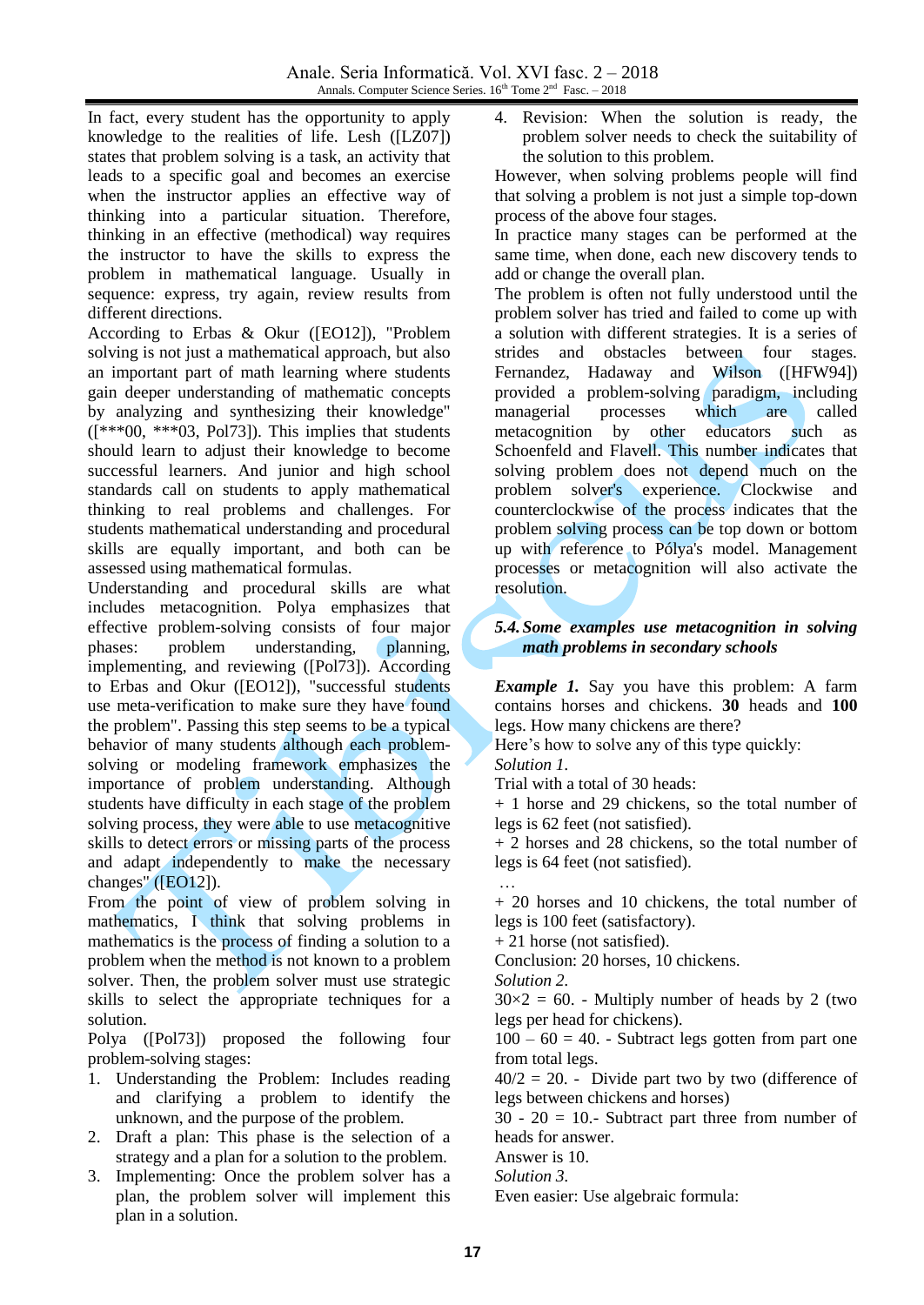In fact, every student has the opportunity to apply knowledge to the realities of life. Lesh ([LZ07]) states that problem solving is a task, an activity that leads to a specific goal and becomes an exercise when the instructor applies an effective way of thinking into a particular situation. Therefore, thinking in an effective (methodical) way requires the instructor to have the skills to express the problem in mathematical language. Usually in sequence: express, try again, review results from different directions.

According to Erbas & Okur ([EO12]), "Problem solving is not just a mathematical approach, but also an important part of math learning where students gain deeper understanding of mathematic concepts by analyzing and synthesizing their knowledge" ([***00, ***03, Pol73]). This implies that students should learn to adjust their knowledge to become successful learners. And junior and high school standards call on students to apply mathematical thinking to real problems and challenges. For students mathematical understanding and procedural skills are equally important, and both can be assessed using mathematical formulas.

Understanding and procedural skills are what includes metacognition. Polya emphasizes that effective problem-solving consists of four major phases: problem understanding, planning, implementing, and reviewing ([Pol73]). According to Erbas and Okur ([EO12]), "successful students use meta-verification to make sure they have found the problem". Passing this step seems to be a typical behavior of many students although each problem-solving or modeling framework emphasizes the importance of problem understanding. Although students have difficulty in each stage of the problem solving process, they were able to use metacognitive skills to detect errors or missing parts of the process and adapt independently to make the necessary changes" ([EO12]).

From the point of view of problem solving in mathematics, I think that solving problems in mathematics is the process of finding a solution to a problem when the method is not known to a problem solver. Then, the problem solver must use strategic skills to select the appropriate techniques for a solution.

Polya ([Pol73]) proposed the following four problem-solving stages:

1. Understanding the Problem: Includes reading and clarifying a problem to identify the unknown, and the purpose of the problem.
2. Draft a plan: This phase is the selection of a strategy and a plan for a solution to the problem.
3. Implementing: Once the problem solver has a plan, the problem solver will implement this plan in a solution.
4. Revision: When the solution is ready, the problem solver needs to check the suitability of the solution to this problem.

However, when solving problems people will find that solving a problem is not just a simple top-down process of the above four stages.

In practice many stages can be performed at the same time, when done, each new discovery tends to add or change the overall plan.

The problem is often not fully understood until the problem solver has tried and failed to come up with a solution with different strategies. It is a series of strides and obstacles between four stages. Fernandez, Hadaway and Wilson ([HFW94]) provided a problem-solving paradigm, including managerial processes which are called metacognition by other educators such as Schoenfeld and Flavell. This number indicates that solving problem does not depend much on the problem solver's experience. Clockwise and counterclockwise of the process indicates that the problem solving process can be top down or bottom up with reference to Pólya's model. Management processes or metacognition will also activate the resolution.

### 5.4. *Some examples use metacognition in solving math problems in secondary schools*

***Example 1.*** Say you have this problem: A farm contains horses and chickens. **30** heads and **100** legs. How many chickens are there?

Here's how to solve any of this type quickly:

*Solution 1.*

Trial with a total of 30 heads:

+ 1 horse and 29 chickens, so the total number of legs is 62 feet (not satisfied).

+ 2 horses and 28 chickens, so the total number of legs is 64 feet (not satisfied).

…

+ 20 horses and 10 chickens, the total number of legs is 100 feet (satisfactory).

+ 21 horse (not satisfied).

Conclusion: 20 horses, 10 chickens.

*Solution 2.*

$30 \times 2 = 60$. - Multiply number of heads by 2 (two legs per head for chickens).

$100 - 60 = 40$. - Subtract legs gotten from part one from total legs.

$40/2 = 20$. - Divide part two by two (difference of legs between chickens and horses)

$30 - 20 = 10$.- Subtract part three from number of heads for answer.

Answer is 10.

*Solution 3.*

Even easier: Use algebraic formula: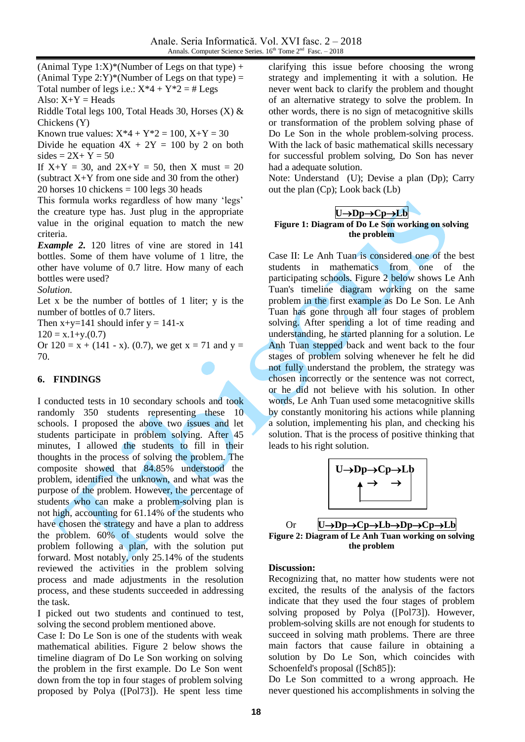(Animal Type 1:X)*(Number of Legs on that type) + (Animal Type 2:Y)*(Number of Legs on that type) = Total number of legs i.e.: $X*4 + Y*2 = \# \text{ Legs}$

Also: $X+Y = \text{Heads}$

Riddle Total legs 100, Total Heads 30, Horses (X) & Chickens (Y)

Known true values: $X*4 + Y*2 = 100$, $X+Y = 30$

Divide he equation $4X + 2Y = 100$ by 2 on both sides = $2X+ Y = 50$

If $X+Y = 30$, and $2X+Y = 50$, then X must = 20 (subtract X+Y from one side and 30 from the other)

20 horses 10 chickens = 100 legs 30 heads

This formula works regardless of how many 'legs' the creature type has. Just plug in the appropriate value in the original equation to match the new criteria.

***Example 2.*** 120 litres of vine are stored in 141 bottles. Some of them have volume of 1 litre, the other have volume of 0.7 litre. How many of each bottles were used?

*Solution.*

Let x be the number of bottles of 1 liter; y is the number of bottles of 0.7 liters.

Then $x+y=141$ should infer $y = 141-x$

$120 = x.1+y.(0.7)$

Or $120 = x + (141 - x). (0.7)$, we get $x = 71$ and $y = 70$.

## 6. FINDINGS

I conducted tests in 10 secondary schools and took randomly 350 students representing these 10 schools. I proposed the above two issues and let students participate in problem solving. After 45 minutes, I allowed the students to fill in their thoughts in the process of solving the problem. The composite showed that 84.85% understood the problem, identified the unknown, and what was the purpose of the problem. However, the percentage of students who can make a problem-solving plan is not high, accounting for 61.14% of the students who have chosen the strategy and have a plan to address the problem. 60% of students would solve the problem following a plan, with the solution put forward. Most notably, only 25.14% of the students reviewed the activities in the problem solving process and made adjustments in the resolution process, and these students succeeded in addressing the task.

I picked out two students and continued to test, solving the second problem mentioned above.

Case I: Do Le Son is one of the students with weak mathematical abilities. Figure 2 below shows the timeline diagram of Do Le Son working on solving the problem in the first example. Do Le Son went down from the top in four stages of problem solving proposed by Polya ([Pol73]). He spent less time clarifying this issue before choosing the wrong strategy and implementing it with a solution. He never went back to clarify the problem and thought of an alternative strategy to solve the problem. In other words, there is no sign of metacognitive skills or transformation of the problem solving phase of Do Le Son in the whole problem-solving process. With the lack of basic mathematical skills necessary for successful problem solving, Do Son has never had a adequate solution.

Note: Understand (U); Devise a plan (Dp); Carry out the plan (Cp); Look back (Lb)

**U→Dp→Cp→Lb**

**Figure 1: Diagram of Do Le Son working on solving the problem**

Case II: Le Anh Tuan is considered one of the best students in mathematics from one of the participating schools. Figure 2 below shows Le Anh Tuan's timeline diagram working on the same problem in the first example as Do Le Son. Le Anh Tuan has gone through all four stages of problem solving. After spending a lot of time reading and understanding, he started planning for a solution. Le Anh Tuan stepped back and went back to the four stages of problem solving whenever he felt he did not fully understand the problem, the strategy was chosen incorrectly or the sentence was not correct, or he did not believe with his solution. In other words, Le Anh Tuan used some metacognitive skills by constantly monitoring his actions while planning a solution, implementing his plan, and checking his solution. That is the process of positive thinking that leads to his right solution.

**U→Dp→Cp→Lb**

Or **U→Dp→Cp→Lb→Dp→Cp→Lb**

**Figure 2: Diagram of Le Anh Tuan working on solving the problem**

**Discussion:**

Recognizing that, no matter how students were not excited, the results of the analysis of the factors indicate that they used the four stages of problem solving proposed by Polya ([Pol73]). However, problem-solving skills are not enough for students to succeed in solving math problems. There are three main factors that cause failure in obtaining a solution by Do Le Son, which coincides with Schoenfeld's proposal ([Sch85]):

Do Le Son committed to a wrong approach. He never questioned his accomplishments in solving the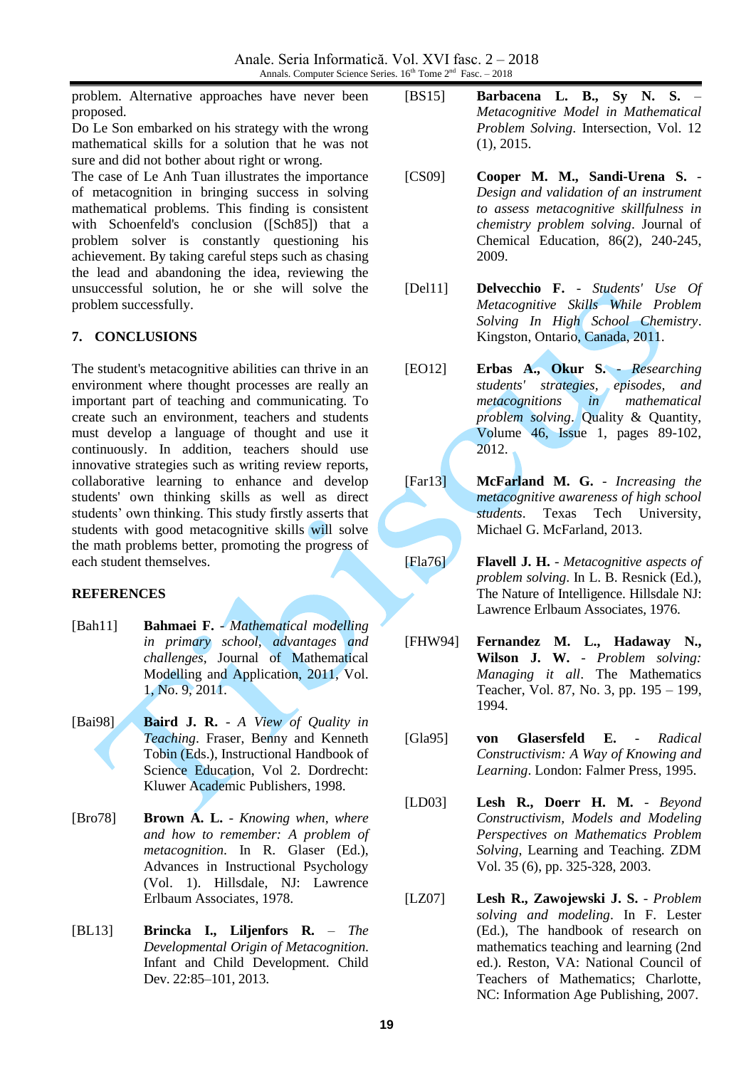problem. Alternative approaches have never been proposed.

Do Le Son embarked on his strategy with the wrong mathematical skills for a solution that he was not sure and did not bother about right or wrong.

The case of Le Anh Tuan illustrates the importance of metacognition in bringing success in solving mathematical problems. This finding is consistent with Schoenfeld's conclusion ([Sch85]) that a problem solver is constantly questioning his achievement. By taking careful steps such as chasing the lead and abandoning the idea, reviewing the unsuccessful solution, he or she will solve the problem successfully.

## 7. CONCLUSIONS

The student's metacognitive abilities can thrive in an environment where thought processes are really an important part of teaching and communicating. To create such an environment, teachers and students must develop a language of thought and use it continuously. In addition, teachers should use innovative strategies such as writing review reports, collaborative learning to enhance and develop students' own thinking skills as well as direct students' own thinking. This study firstly asserts that students with good metacognitive skills will solve the math problems better, promoting the progress of each student themselves.

## REFERENCES

[Bah11] **Bahmaei F.** - *Mathematical modelling in primary school, advantages and challenges*, Journal of Mathematical Modelling and Application, 2011, Vol. 1, No. 9, 2011.

[Bai98] **Baird J. R.** - *A View of Quality in Teaching*. Fraser, Benny and Kenneth Tobin (Eds.), Instructional Handbook of Science Education, Vol 2. Dordrecht: Kluwer Academic Publishers, 1998.

[Bro78] **Brown A. L.** - *Knowing when, where and how to remember: A problem of metacognition*. In R. Glaser (Ed.), Advances in Instructional Psychology (Vol. 1). Hillsdale, NJ: Lawrence Erlbaum Associates, 1978.

[BL13] **Brincka I., Liljenfors R.** – *The Developmental Origin of Metacognition*. Infant and Child Development. Child Dev. 22:85–101, 2013.

[BS15] **Barbacena L. B., Sy N. S.** – *Metacognitive Model in Mathematical Problem Solving*. Intersection, Vol. 12 (1), 2015.

[CS09] **Cooper M. M., Sandi-Urena S.** - *Design and validation of an instrument to assess metacognitive skillfulness in chemistry problem solving*. Journal of Chemical Education, 86(2), 240-245, 2009.

[Del11] **Delvecchio F.** - *Students' Use Of Metacognitive Skills While Problem Solving In High School Chemistry*. Kingston, Ontario, Canada, 2011.

[EO12] **Erbas A., Okur S.** - *Researching students' strategies, episodes, and metacognitions in mathematical problem solving*. Quality & Quantity, Volume 46, Issue 1, pages 89-102, 2012.

[Far13] **McFarland M. G.** - *Increasing the metacognitive awareness of high school students*. Texas Tech University, Michael G. McFarland, 2013.

[Fla76] **Flavell J. H.** - *Metacognitive aspects of problem solving*. In L. B. Resnick (Ed.), The Nature of Intelligence. Hillsdale NJ: Lawrence Erlbaum Associates, 1976.

[FHW94] **Fernandez M. L., Hadaway N., Wilson J. W.** - *Problem solving: Managing it all*. The Mathematics Teacher, Vol. 87, No. 3, pp. 195 – 199, 1994.

[Gla95] **von Glasersfeld E.** - *Radical Constructivism: A Way of Knowing and Learning*. London: Falmer Press, 1995.

[LD03] **Lesh R., Doerr H. M.** - *Beyond Constructivism, Models and Modeling Perspectives on Mathematics Problem Solving*, Learning and Teaching. ZDM Vol. 35 (6), pp. 325-328, 2003.

[LZ07] **Lesh R., Zawojewski J. S.** - *Problem solving and modeling*. In F. Lester (Ed.), The handbook of research on mathematics teaching and learning (2nd ed.). Reston, VA: National Council of Teachers of Mathematics; Charlotte, NC: Information Age Publishing, 2007.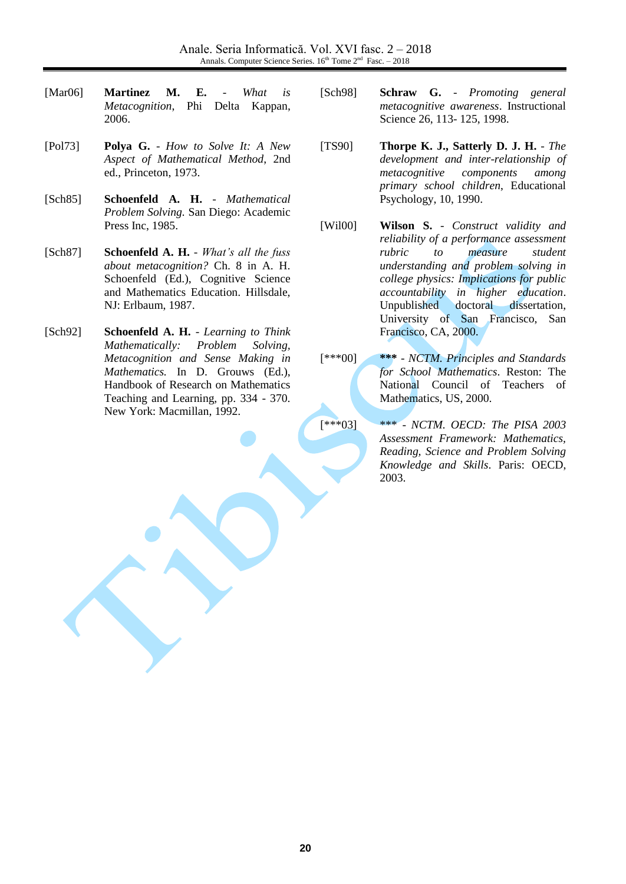[Mar06] **Martinez M. E.** - *What is Metacognition*, Phi Delta Kappan, 2006.

[Pol73] **Polya G.** - *How to Solve It: A New Aspect of Mathematical Method*, 2nd ed., Princeton, 1973.

[Sch85] **Schoenfeld A. H.** - *Mathematical Problem Solving.* San Diego: Academic Press Inc, 1985.

[Sch87] **Schoenfeld A. H.** - *What's all the fuss about metacognition?* Ch. 8 in A. H. Schoenfeld (Ed.), Cognitive Science and Mathematics Education. Hillsdale, NJ: Erlbaum, 1987.

[Sch92] **Schoenfeld A. H.** - *Learning to Think Mathematically: Problem Solving, Metacognition and Sense Making in Mathematics.* In D. Grouws (Ed.), Handbook of Research on Mathematics Teaching and Learning, pp. 334 - 370. New York: Macmillan, 1992.

[Sch98] **Schraw G.** - *Promoting general metacognitive awareness*. Instructional Science 26, 113- 125, 1998.

[TS90] **Thorpe K. J., Satterly D. J. H.** - *The development and inter-relationship of metacognitive components among primary school children*, Educational Psychology, 10, 1990.

[Wil00] **Wilson S.** - *Construct validity and reliability of a performance assessment rubric to measure student understanding and problem solving in college physics: Implications for public accountability in higher education*. Unpublished doctoral dissertation, University of San Francisco, San Francisco, CA, 2000.

[***00] **\*\*\*** - *NCTM. Principles and Standards for School Mathematics*. Reston: The National Council of Teachers of Mathematics, US, 2000.

[***03] *\*\*\* - NCTM. OECD: The PISA 2003 Assessment Framework: Mathematics, Reading, Science and Problem Solving Knowledge and Skills*. Paris: OECD, 2003.